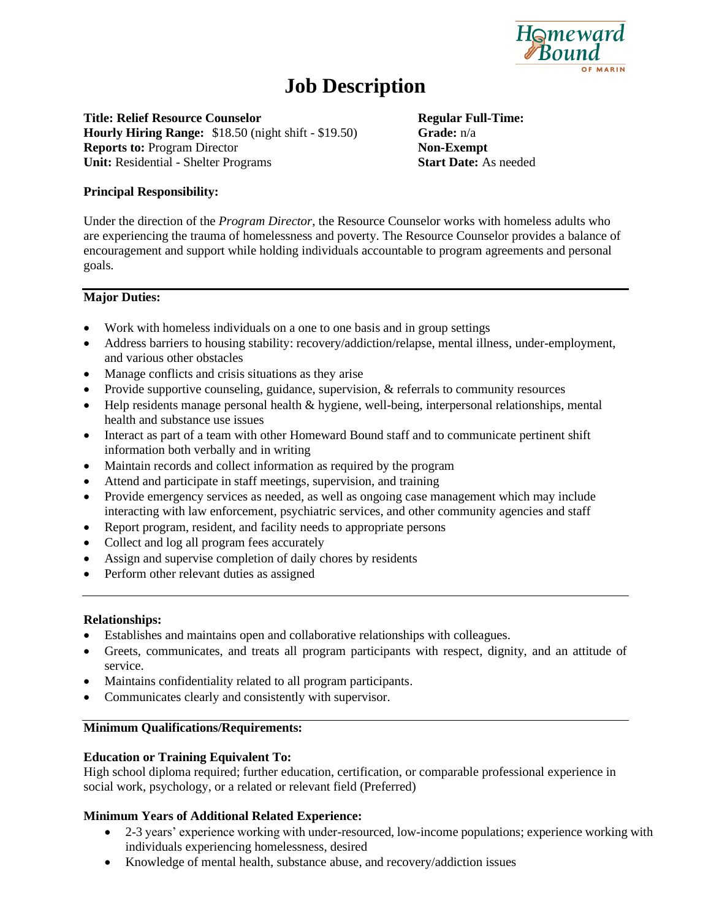# Job Description

**Title: Relief Resource Counselor**
**Hourly Hiring Range:** $18.50 (night shift - $19.50)
**Reports to:** Program Director
**Unit:** Residential - Shelter Programs

**Regular Full-Time:**
**Grade:** n/a
**Non-Exempt**
**Start Date:** As needed

**Principal Responsibility:**

Under the direction of the *Program Director*, the Resource Counselor works with homeless adults who are experiencing the trauma of homelessness and poverty. The Resource Counselor provides a balance of encouragement and support while holding individuals accountable to program agreements and personal goals.

---

**Major Duties:**

- Work with homeless individuals on a one to one basis and in group settings
- Address barriers to housing stability: recovery/addiction/relapse, mental illness, under-employment, and various other obstacles
- Manage conflicts and crisis situations as they arise
- Provide supportive counseling, guidance, supervision, & referrals to community resources
- Help residents manage personal health & hygiene, well-being, interpersonal relationships, mental health and substance use issues
- Interact as part of a team with other Homeward Bound staff and to communicate pertinent shift information both verbally and in writing
- Maintain records and collect information as required by the program
- Attend and participate in staff meetings, supervision, and training
- Provide emergency services as needed, as well as ongoing case management which may include interacting with law enforcement, psychiatric services, and other community agencies and staff
- Report program, resident, and facility needs to appropriate persons
- Collect and log all program fees accurately
- Assign and supervise completion of daily chores by residents
- Perform other relevant duties as assigned

---

**Relationships:**

- Establishes and maintains open and collaborative relationships with colleagues.
- Greets, communicates, and treats all program participants with respect, dignity, and an attitude of service.
- Maintains confidentiality related to all program participants.
- Communicates clearly and consistently with supervisor.

---

**Minimum Qualifications/Requirements:**

**Education or Training Equivalent To:**
High school diploma required; further education, certification, or comparable professional experience in social work, psychology, or a related or relevant field (Preferred)

**Minimum Years of Additional Related Experience:**

- 2-3 years' experience working with under-resourced, low-income populations; experience working with individuals experiencing homelessness, desired
- Knowledge of mental health, substance abuse, and recovery/addiction issues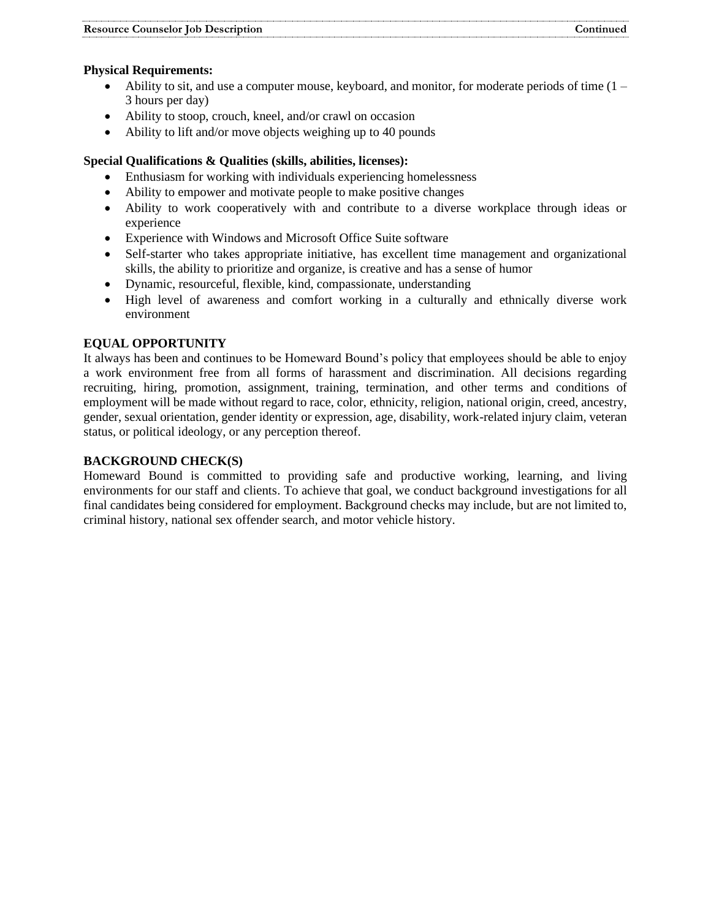**Physical Requirements:**

- Ability to sit, and use a computer mouse, keyboard, and monitor, for moderate periods of time (1 – 3 hours per day)
- Ability to stoop, crouch, kneel, and/or crawl on occasion
- Ability to lift and/or move objects weighing up to 40 pounds

**Special Qualifications & Qualities (skills, abilities, licenses):**

- Enthusiasm for working with individuals experiencing homelessness
- Ability to empower and motivate people to make positive changes
- Ability to work cooperatively with and contribute to a diverse workplace through ideas or experience
- Experience with Windows and Microsoft Office Suite software
- Self-starter who takes appropriate initiative, has excellent time management and organizational skills, the ability to prioritize and organize, is creative and has a sense of humor
- Dynamic, resourceful, flexible, kind, compassionate, understanding
- High level of awareness and comfort working in a culturally and ethnically diverse work environment

## EQUAL OPPORTUNITY

It always has been and continues to be Homeward Bound's policy that employees should be able to enjoy a work environment free from all forms of harassment and discrimination. All decisions regarding recruiting, hiring, promotion, assignment, training, termination, and other terms and conditions of employment will be made without regard to race, color, ethnicity, religion, national origin, creed, ancestry, gender, sexual orientation, gender identity or expression, age, disability, work-related injury claim, veteran status, or political ideology, or any perception thereof.

## BACKGROUND CHECK(S)

Homeward Bound is committed to providing safe and productive working, learning, and living environments for our staff and clients. To achieve that goal, we conduct background investigations for all final candidates being considered for employment. Background checks may include, but are not limited to, criminal history, national sex offender search, and motor vehicle history.